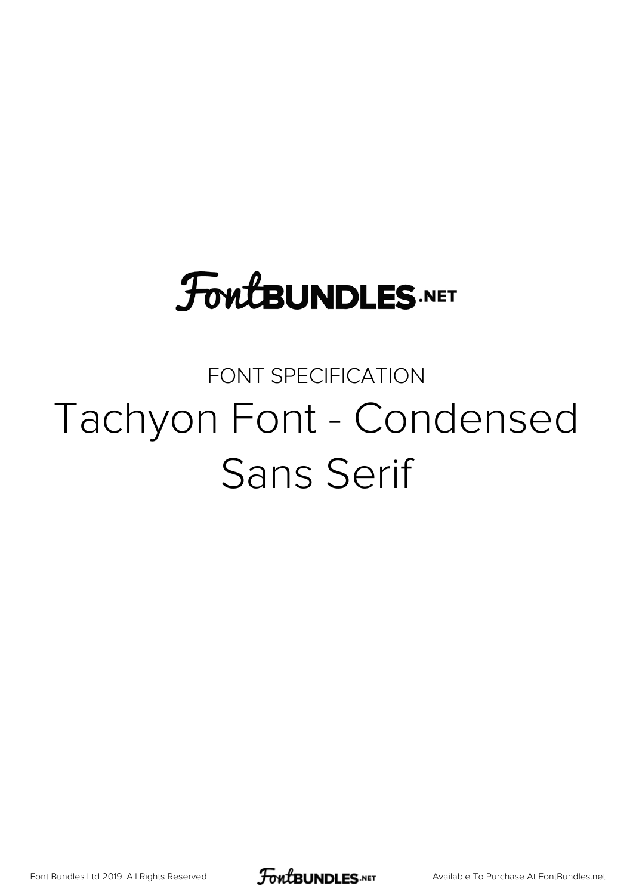# FontBUNDLES.NET

FONT SPECIFICATION

# Tachyon Font - Condensed Sans Serif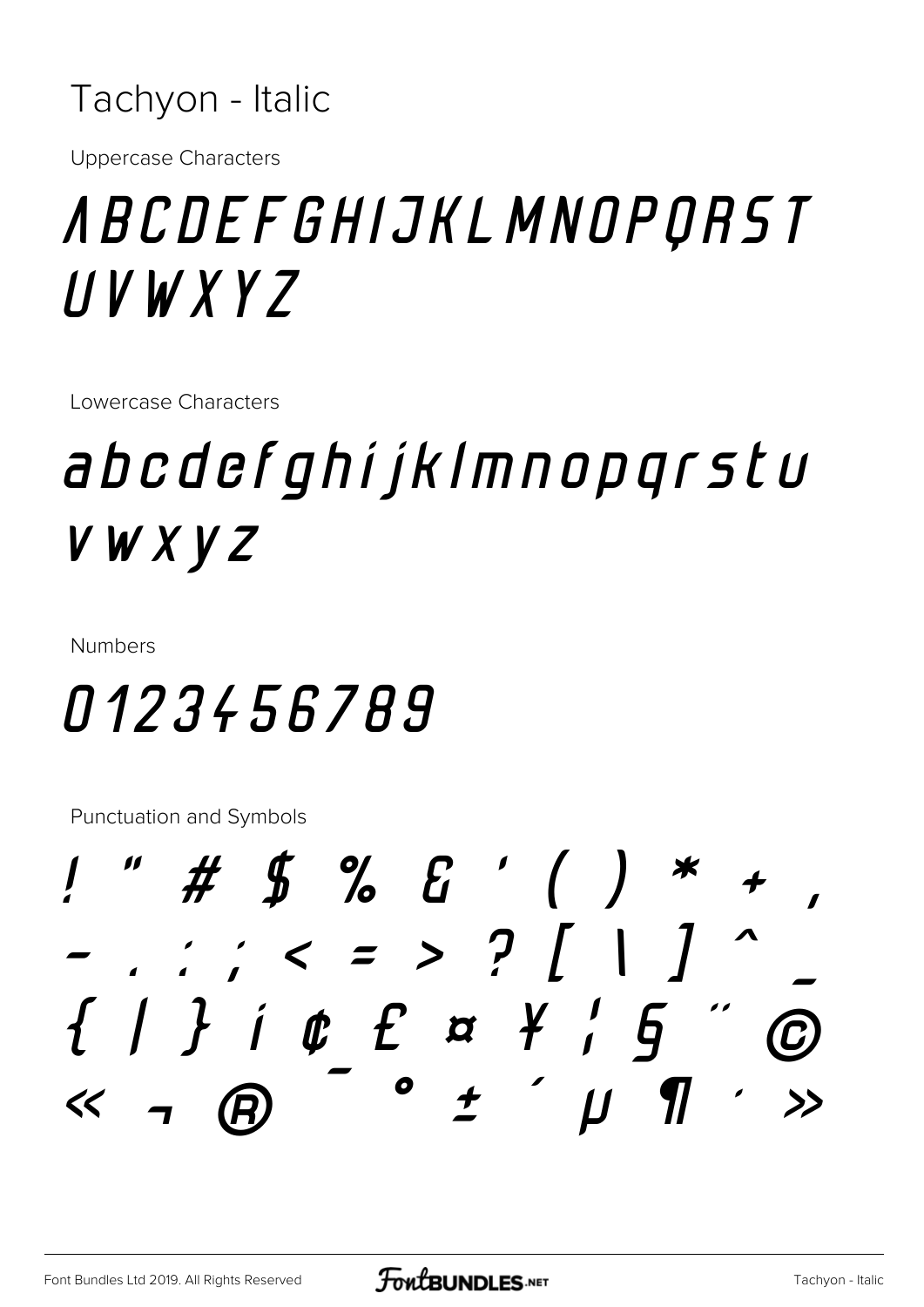# Tachyon - Italic

Uppercase Characters

ABCDEFGHIJKLMNOPQRST
UVWXYZ

Lowercase Characters

abcdefghijklmnopqrstu
vwxyz

Numbers

0123456789

Punctuation and Symbols

! " # $ % & ' ( ) * + ,
- . : ; < = > ? [ \ ] ^ _
{ | } ¡ ¢ £ ¤ ¥ ¦ § ¨ ©
« ¬ ® ¯ ° ± ´ µ ¶ · »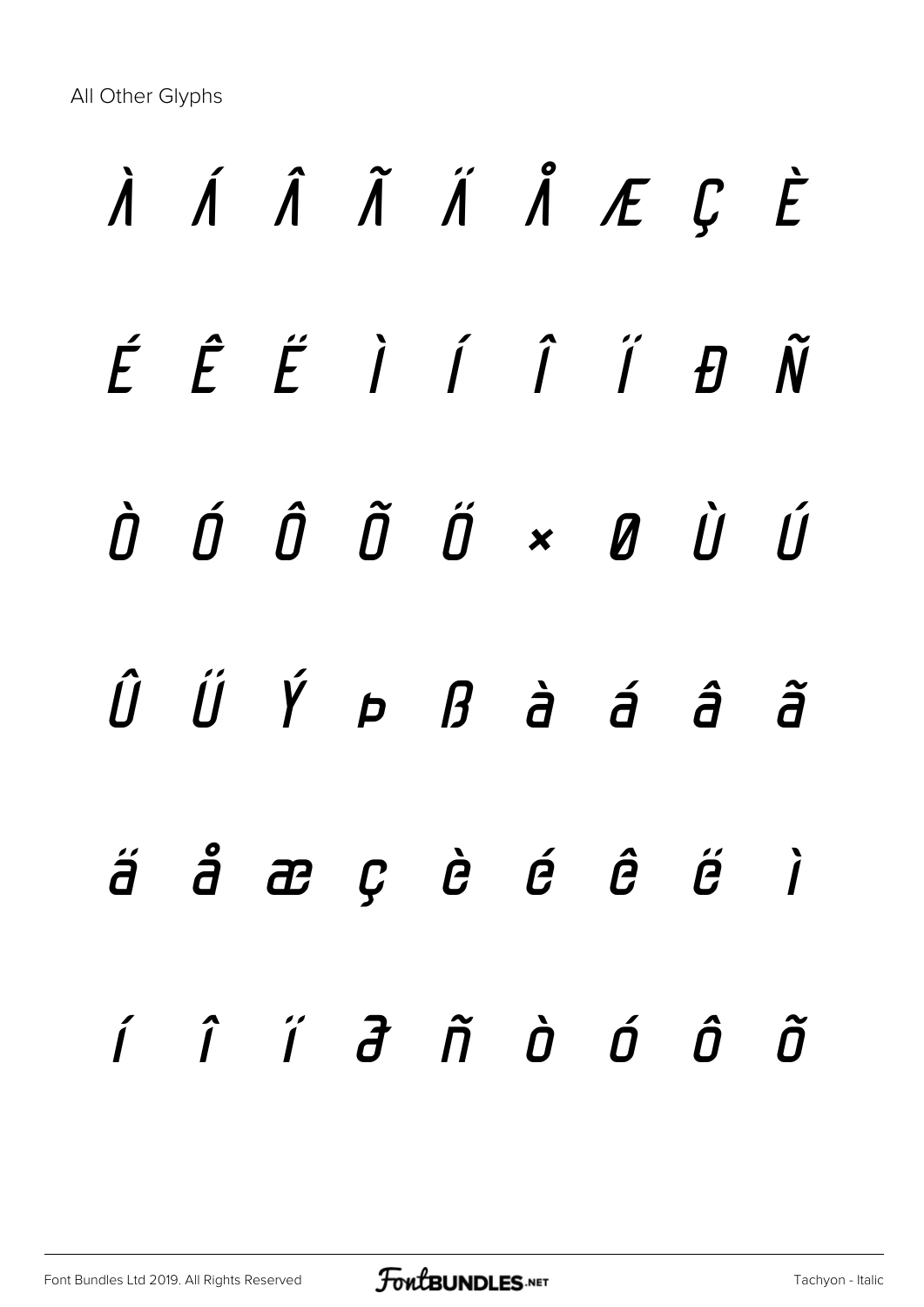All Other Glyphs

À Á Â Ã Ä Å Æ Ç È

É Ê Ë Ì Í Î Ï Ð Ñ

Ò Ó Ô Õ Ö × Ø Ù Ú

Û Ü Ý Þ ß à á â ã

ä å æ ç è é ê ë ì

í î ï ð ñ ò ó ô õ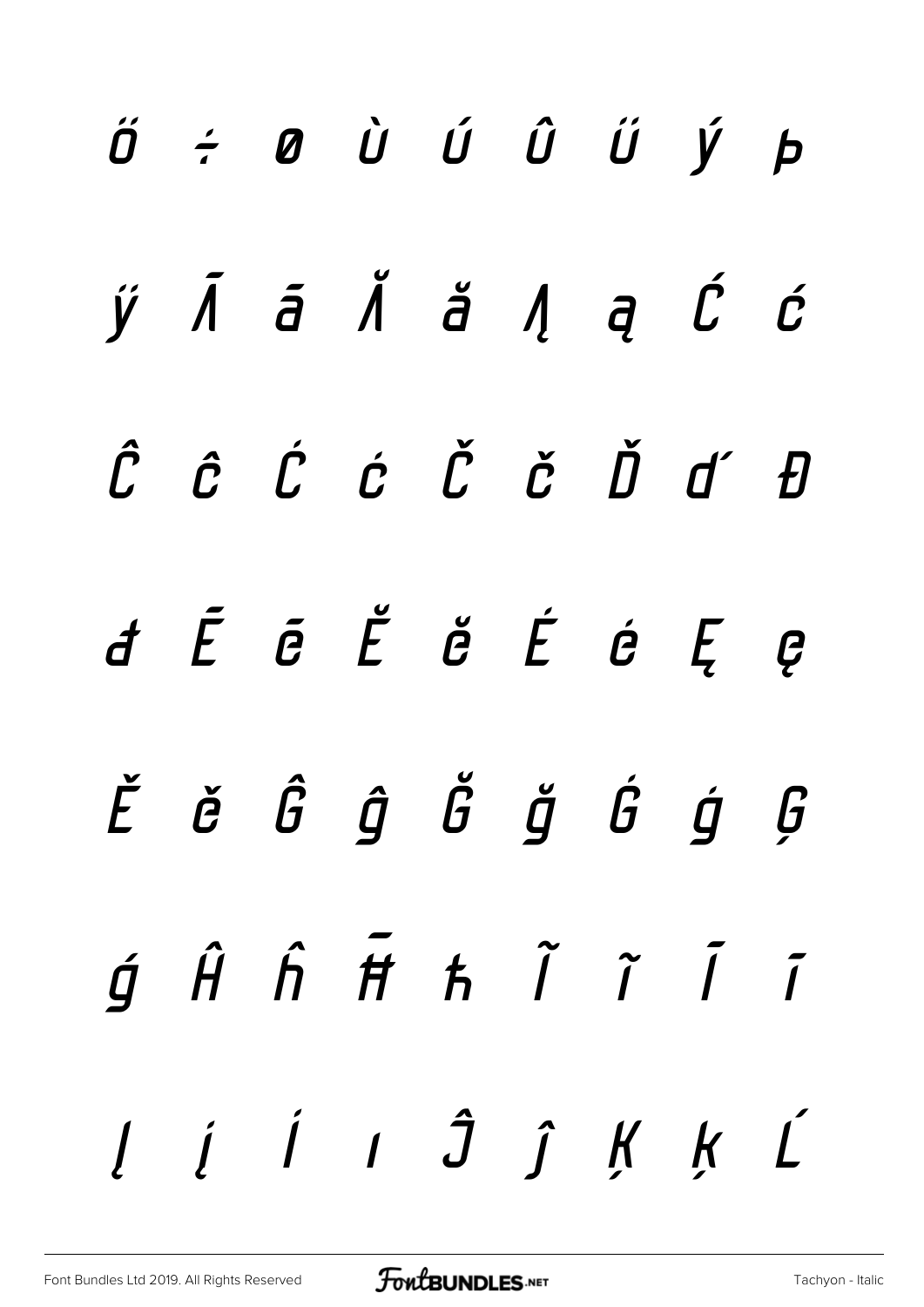Ű ÷ ø Ù Ú Û Ű Ý þ

ÿ Ā ā Ă ă Ą ą Ć ć

Ĉ ĉ Ċ ċ Č č Ď ď Đ

đ Ē ē Ĕ ĕ Ė ė Ę ę

Ě ě Ĝ ĝ Ğ ğ Ġ ġ Ģ

ģ Ĥ ĥ Ħ ħ Ĩ ĩ Ī ī

Į į İ ı Ĵ ĵ Ķ ķ Ĺ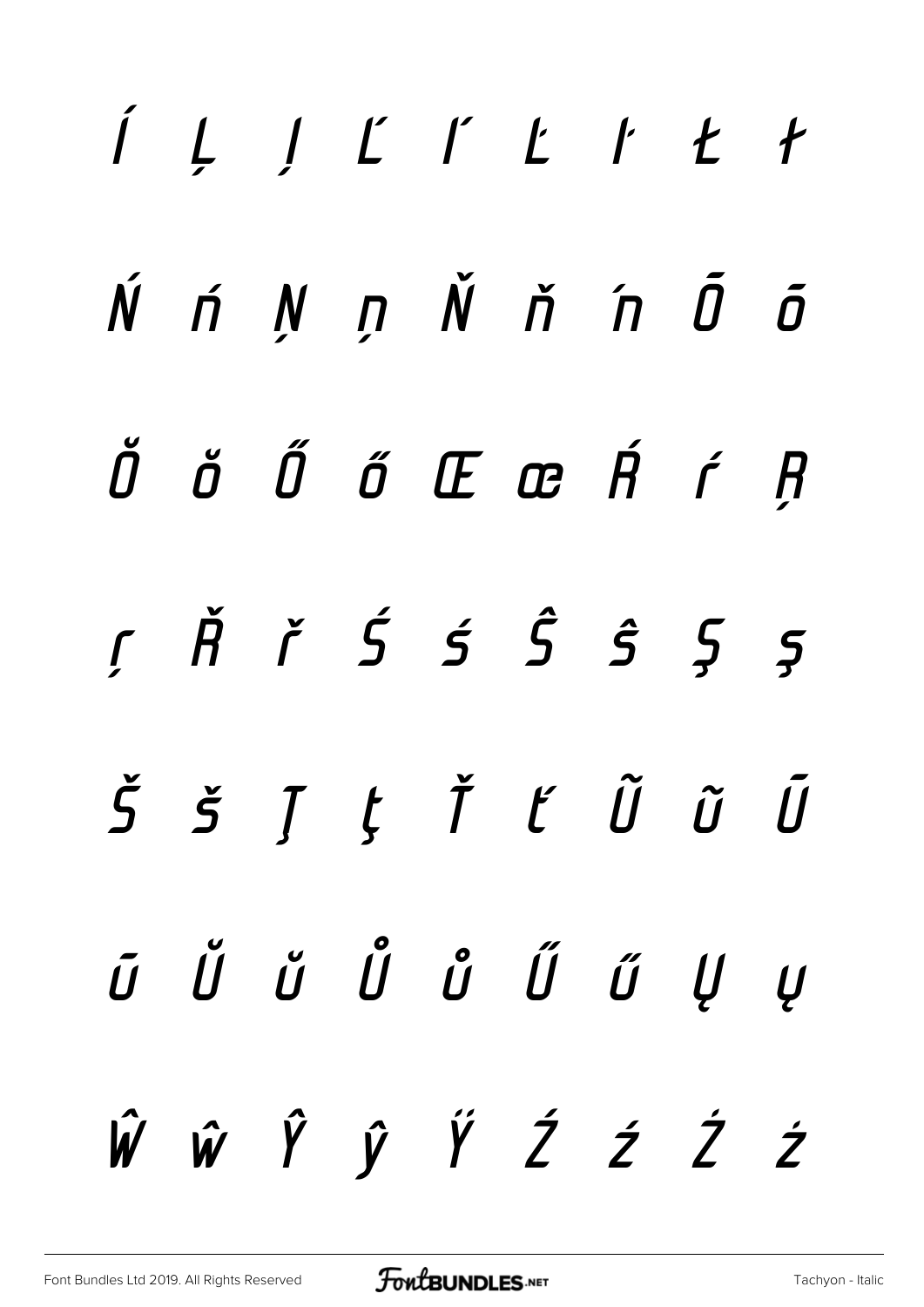Í Ļ ļ Ľ ľ Ŀ ŀ Ł ł

Ń ń Ņ ņ Ň ň ŉ Ō ō

Ŏ ŏ Ő ő Œ œ Ŕ ŕ Ŗ

ŗ Ř ř Ś ś Ŝ ŝ Ş ş

Š š Ţ ţ Ť ť Ũ ũ Ū

ū Ŭ ŭ Ů ů Ű ű Ų ų

Ŵ ŵ Ŷ ŷ Ÿ Ź ź Ż ż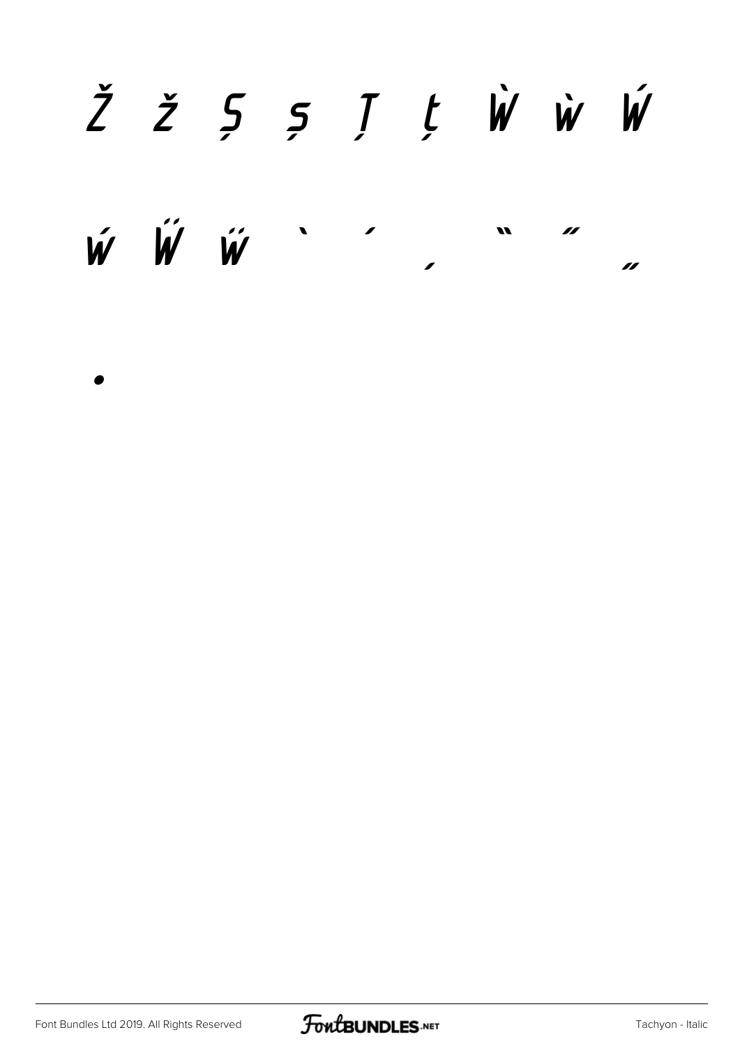Ž ž Ș ș Ț ț Ẁ ẁ Ẃ

ẃ Ẅ ẅ ‘ ’ ‚ “ ” „

•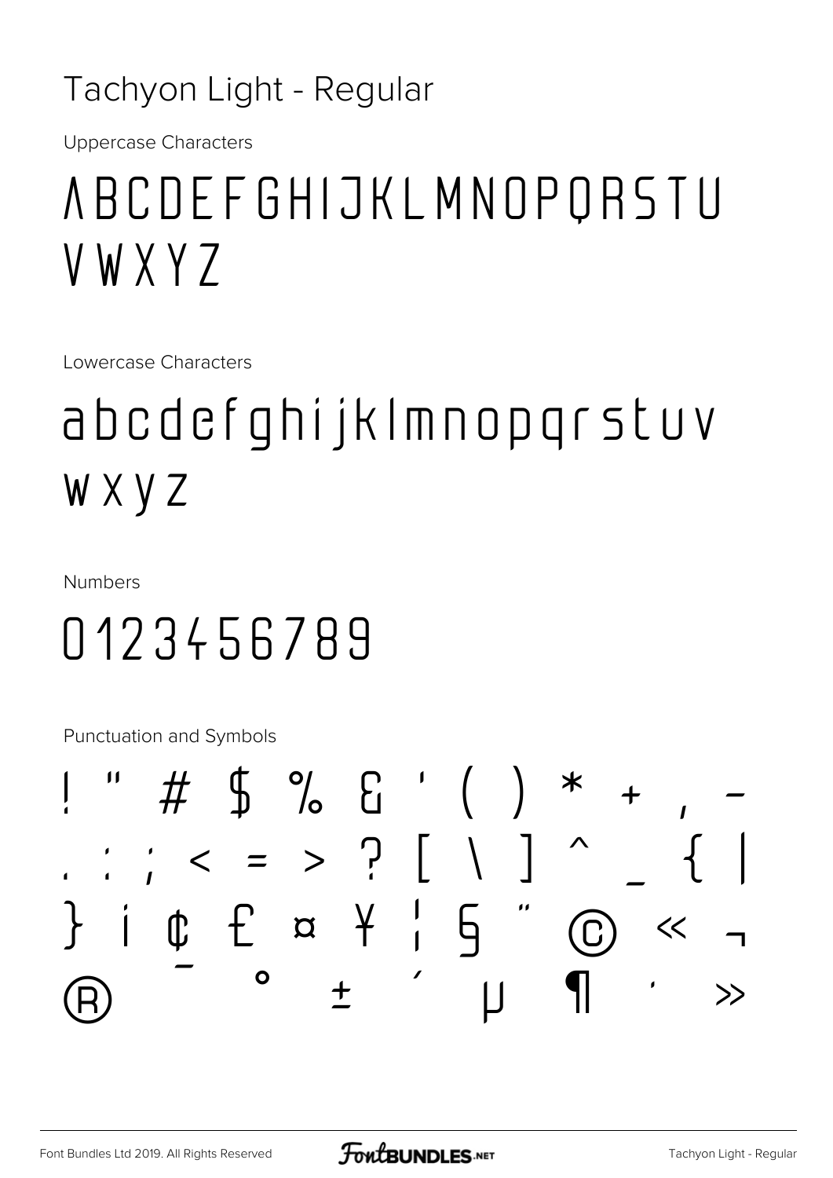# Tachyon Light - Regular

Uppercase Characters

ABCDEFGHIJKLMNOPQRSTU VWXYZ

Lowercase Characters

abcdefghijklmnopqrstuv wxyz

Numbers

0123456789

Punctuation and Symbols

! " # $ % & ' ( ) * + , - . : ; < = > ? [ \ ] ^ _ { | } ¡ ¢ £ ¤ ¥ ¦ § ¨ © « ¬ ® ¯ ° ± ´ µ ¶ · »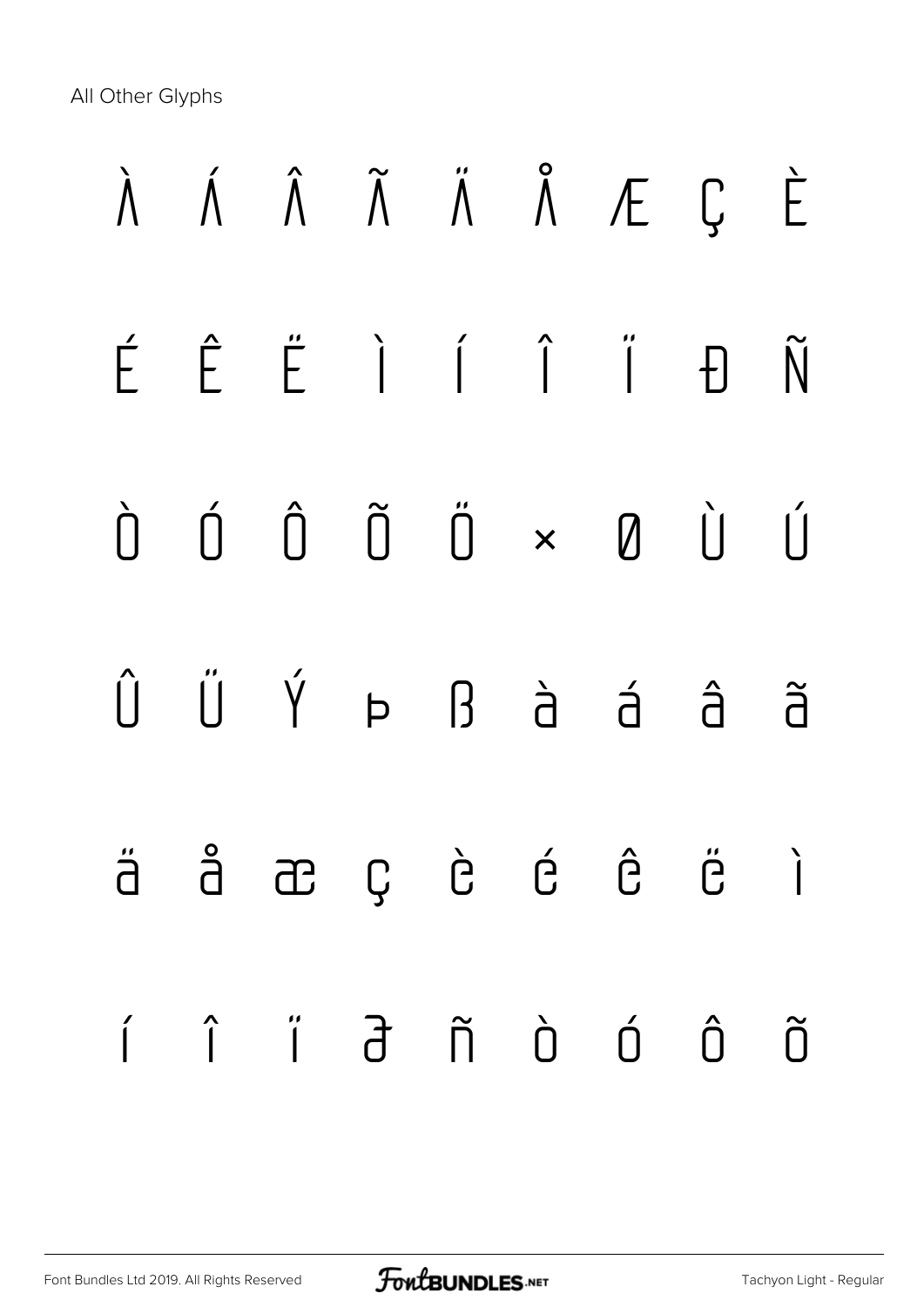All Other Glyphs

À Á Â Ã Ä Å Æ Ç È

É Ê Ë Ì Í Î Ï Ð Ñ

Ò Ó Ô Õ Ö × Ø Ù Ú

Û Ü Ý Þ ß à á â ã

ä å æ ç è é ê ë ì

í î ï ð ñ ò ó ô õ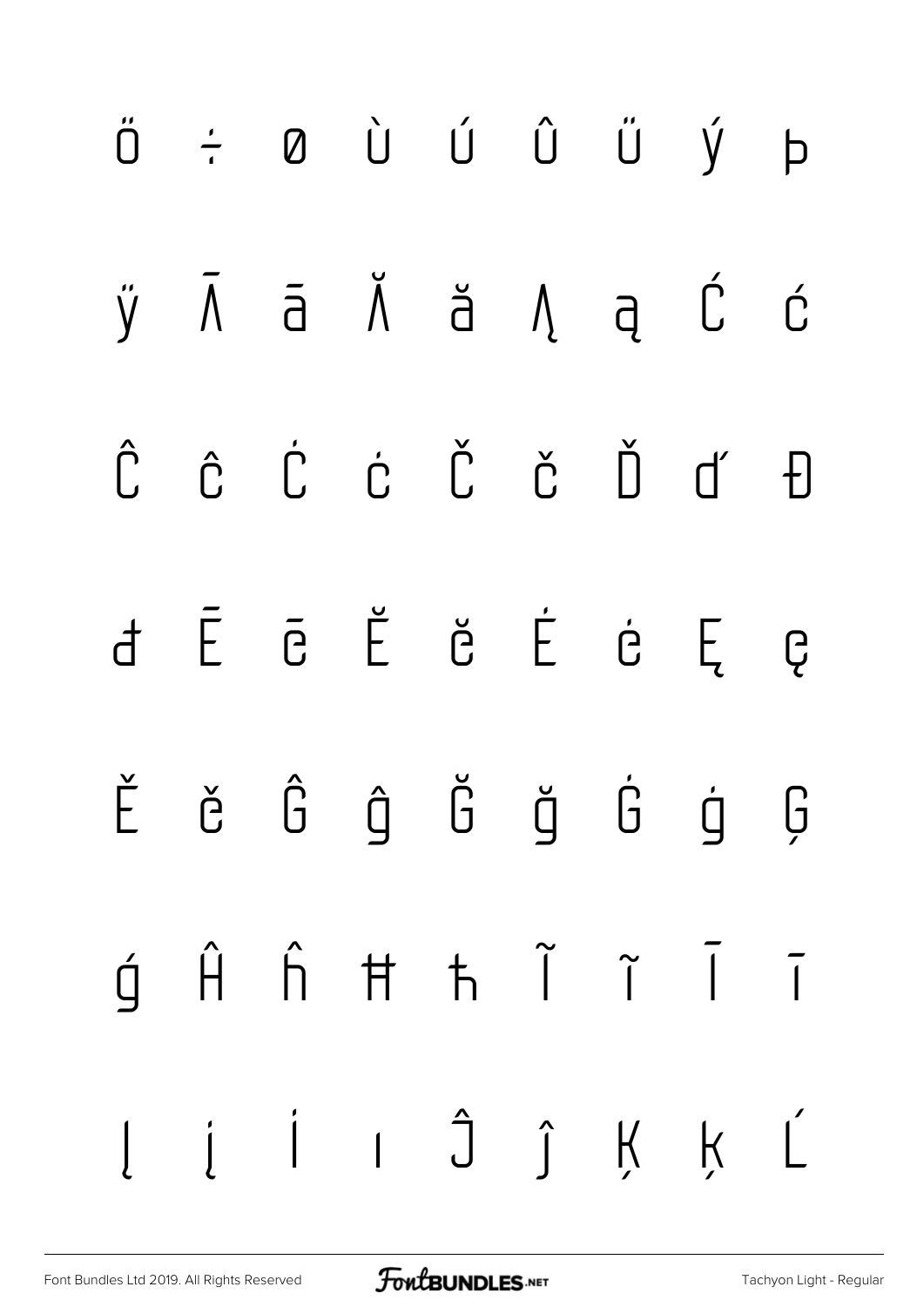ű ÷ ø ù ú û ü ý þ

ÿ Ā ā Ă ă Ą ą Ć ć

Ĉ ĉ Ċ ċ Č č Ď ď Đ

đ Ē ē Ĕ ĕ Ė ė Ę ę

Ě ě Ĝ ĝ Ğ ğ Ġ ġ Ģ

ģ Ĥ ĥ Ħ ħ Ĩ ĩ Ī ī

Į į İ ı Ĵ ĵ Ķ ķ Ĺ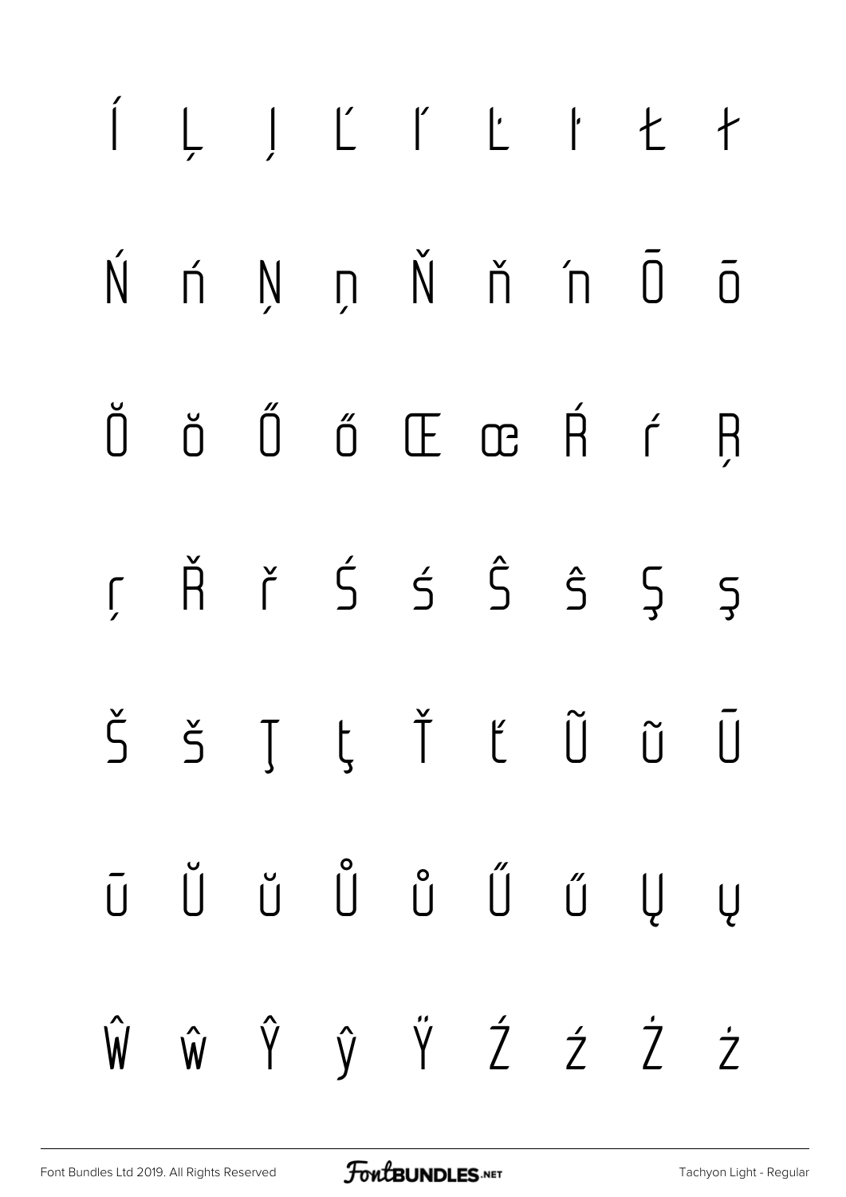Í Ļ ļ Ľ ľ Ŀ ŀ Ł ł

Ń ń Ņ ņ Ň ň ŉ Ō ō

Ŏ ŏ Ő ő Œ œ Ŕ ŕ Ŗ

ŗ Ř ř Ś ś Ŝ ŝ Ş ş

Š š Ţ ţ Ť ť Ũ ũ Ū

ū Ŭ ŭ Ů ů Ű ű Ų ų

Ŵ ŵ Ŷ ŷ Ÿ Ź ź Ż ż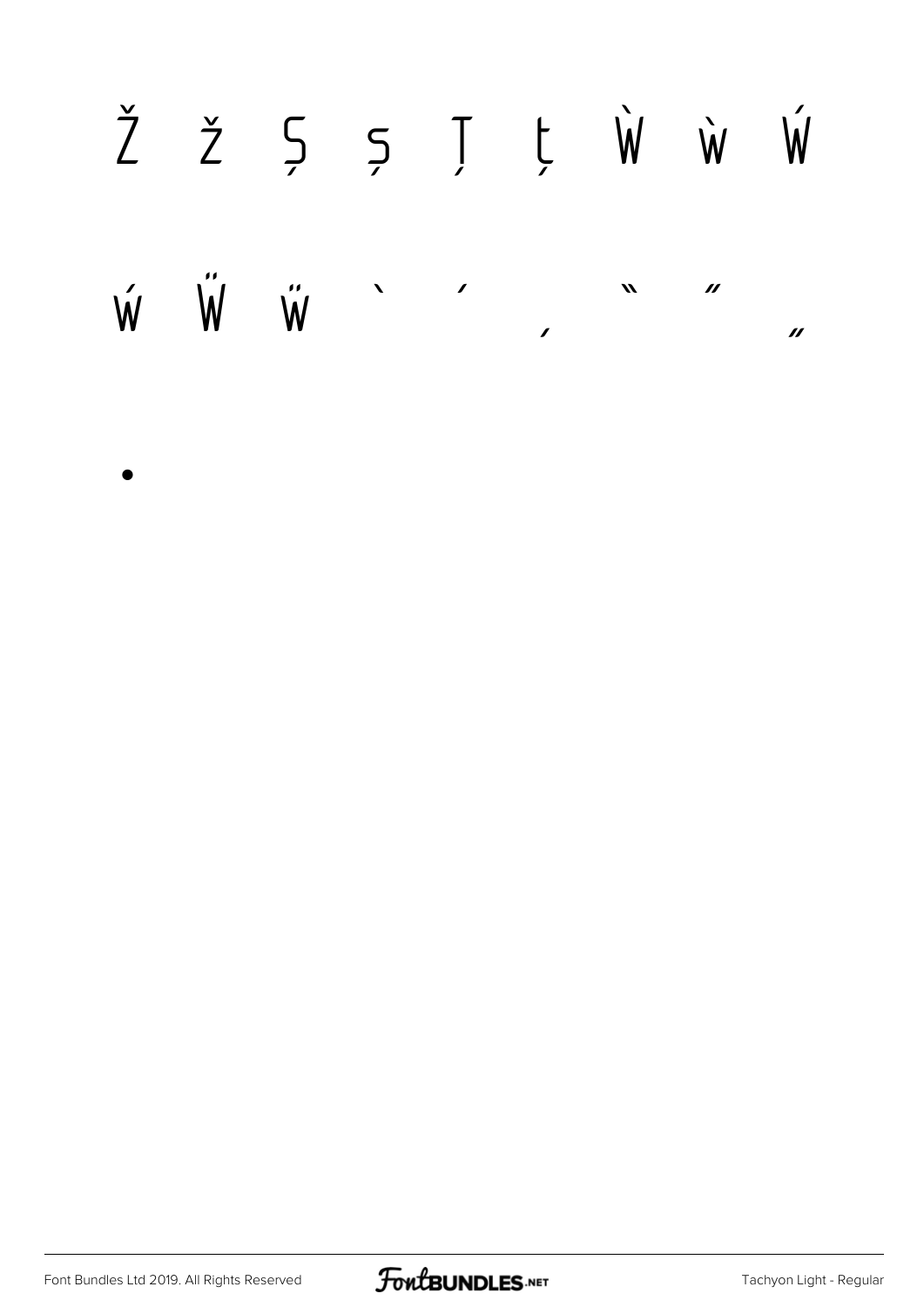Ž ž Ş ş Ţ ţ Ẁ ẁ Ẃ

ẃ Ẅ ẅ ‘ ’ ‚ “ ” „

•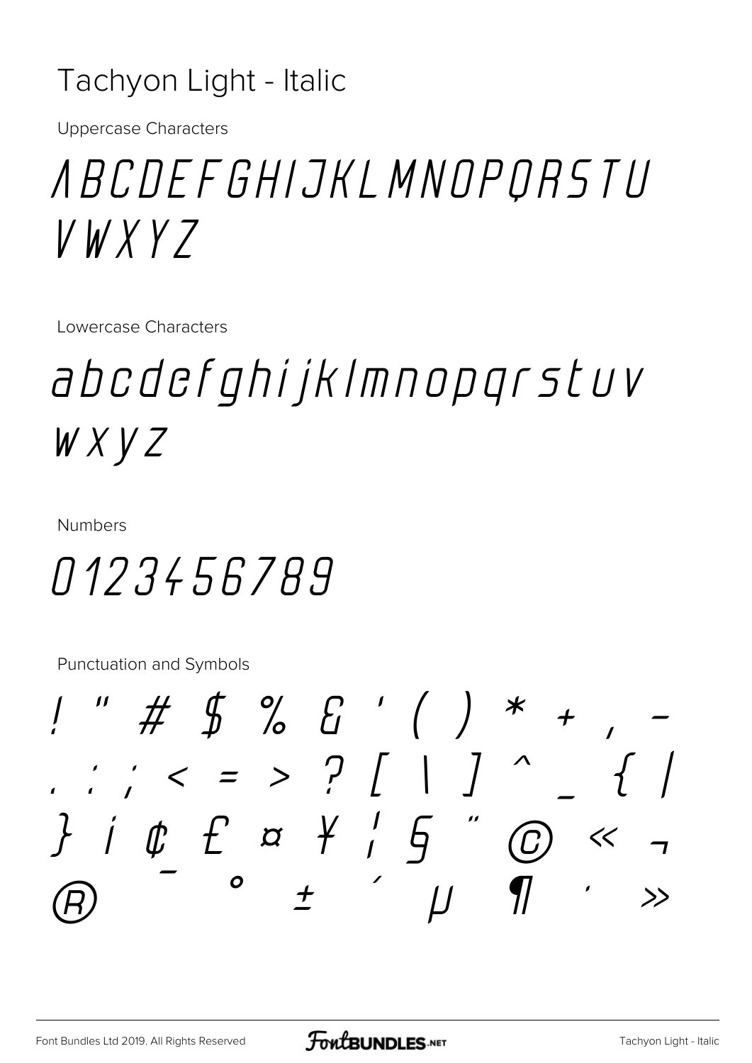# Tachyon Light - Italic

Uppercase Characters

ABCDEFGHIJKLMNOPQRSTU VWXYZ

Lowercase Characters

abcdefghijklmnopqrstuv wxyz

Numbers

0123456789

Punctuation and Symbols

! " # $ % & ' ( ) * + , - . : ; < = > ? [ \ ] ^ _ { | } ¡ ¢ £ ¤ ¥ ¦ § ¨ © « ¬ ® ¯ ° ± ´ µ ¶ · »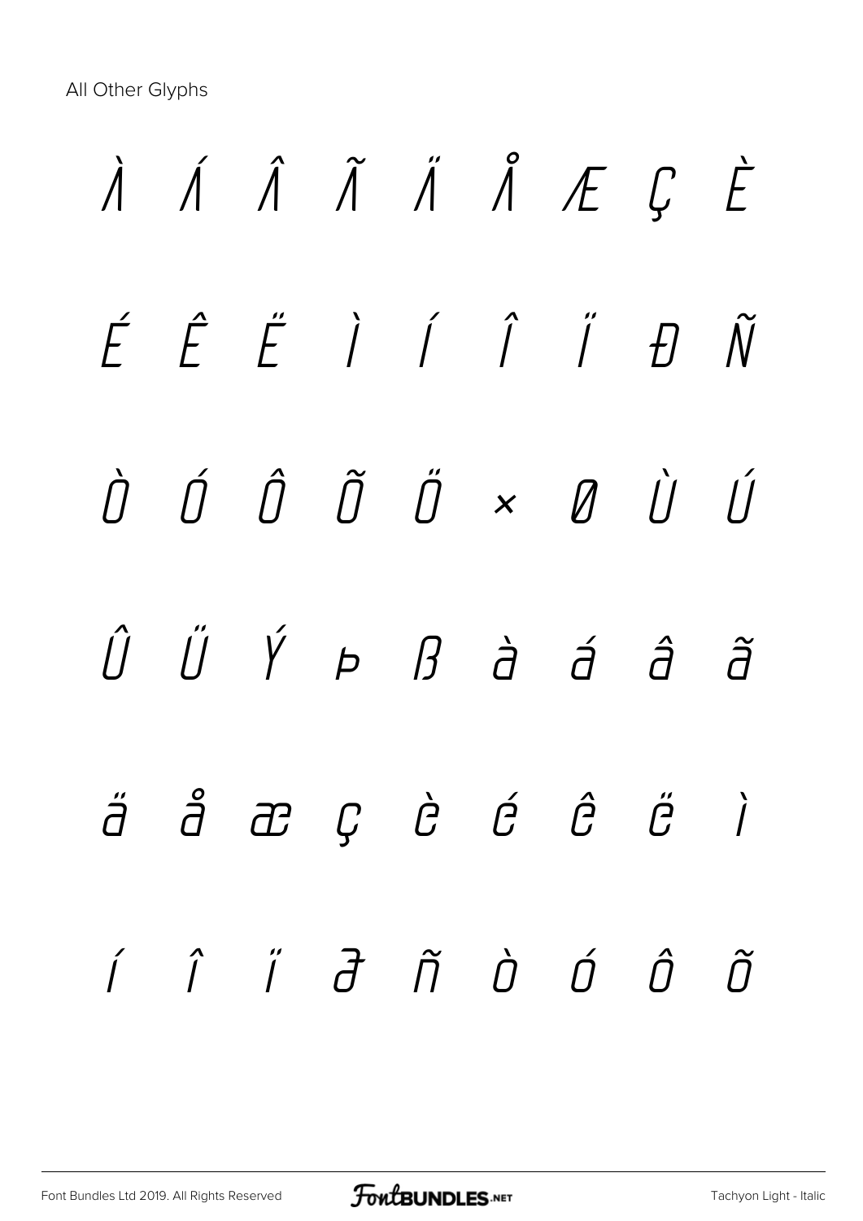All Other Glyphs

À Á Â Ã Ä Å Æ Ç È

É Ê Ë Ì Í Î Ï Đ Ñ

Ò Ó Ô Õ Ö × Ø Ù Ú

Û Ü Ý Þ ß à á â ã

ä å æ ç è é ê ë ì

í î ï ð ñ ò ó ô õ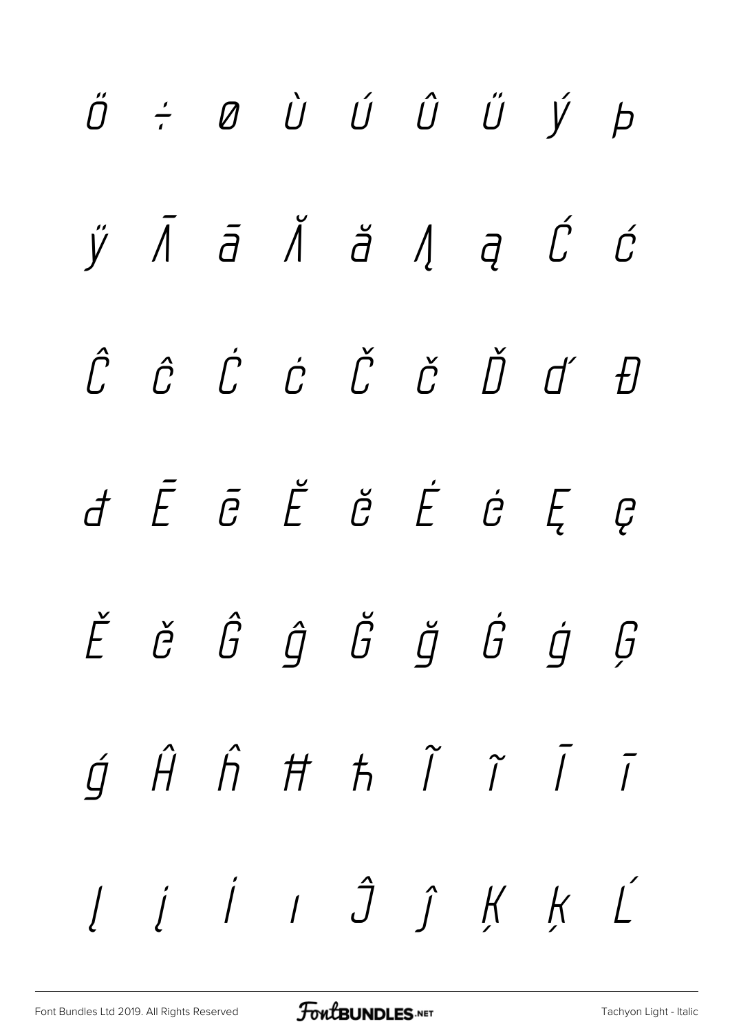Ü ÷ ø Ù Ú Û Ü Ý Þ

ÿ Ā ā Ă ă Ą ą Ć ć

Ĉ ĉ Ċ ċ Č č Ď ď Đ

đ Ē ē Ĕ ĕ Ė ė Ę ę

Ě ě Ĝ ĝ Ğ ğ Ġ ġ Ģ

ģ Ĥ ĥ Ħ ħ Ĩ ĩ Ī ī

Į į İ ı Ĵ ĵ Ķ ķ Ĺ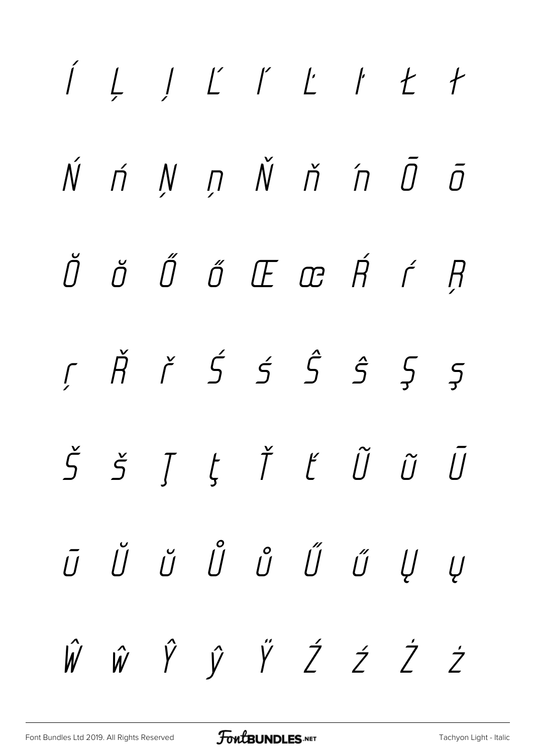Í Ļ Į Ľ ľ Ŀ ŀ Ł ł

Ń ń Ņ ņ Ň ň ŉ Ō ō

Ŏ ŏ Ő ő Œ œ Ŕ ŕ Ŗ

ŗ Ř ř Ś ś Ŝ ŝ Ş ş

Š š Ţ ţ Ť ť Ũ ũ Ū

ū Ŭ ŭ Ů ů Ű ű Ų ų

Ŵ ŵ Ŷ ŷ Ÿ Ź ź Ż ż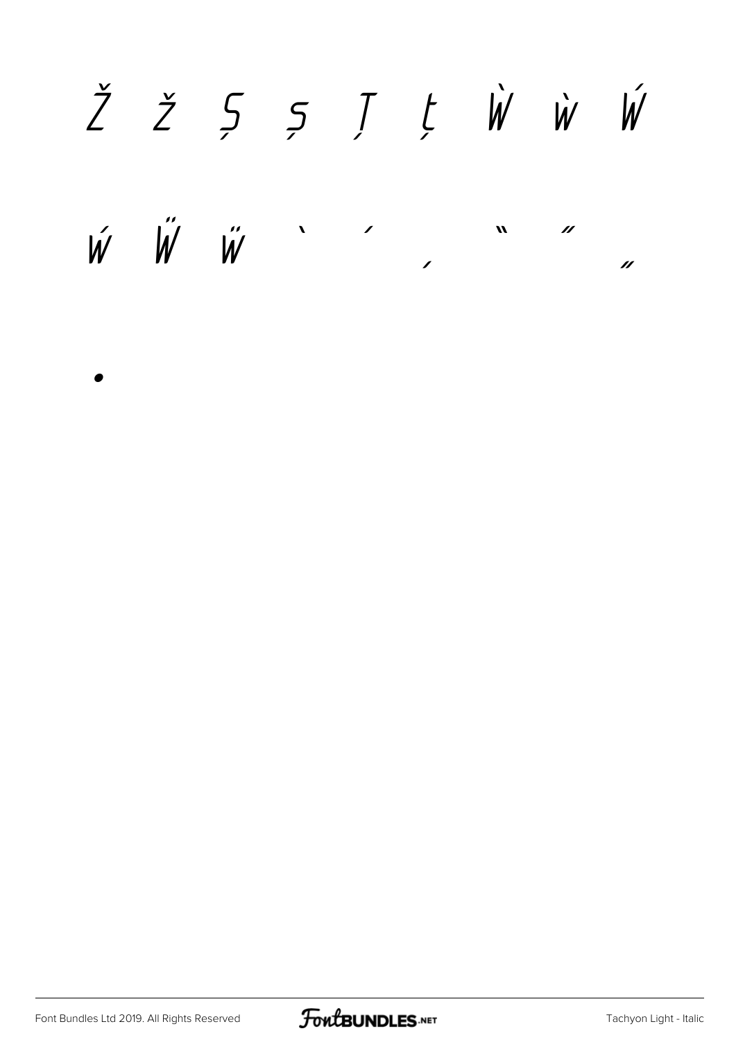Ž ž Ș ș Ț ț Ẁ ẁ Ẃ

ẃ Ẅ ẅ ` ´ ‚ " ″ „

•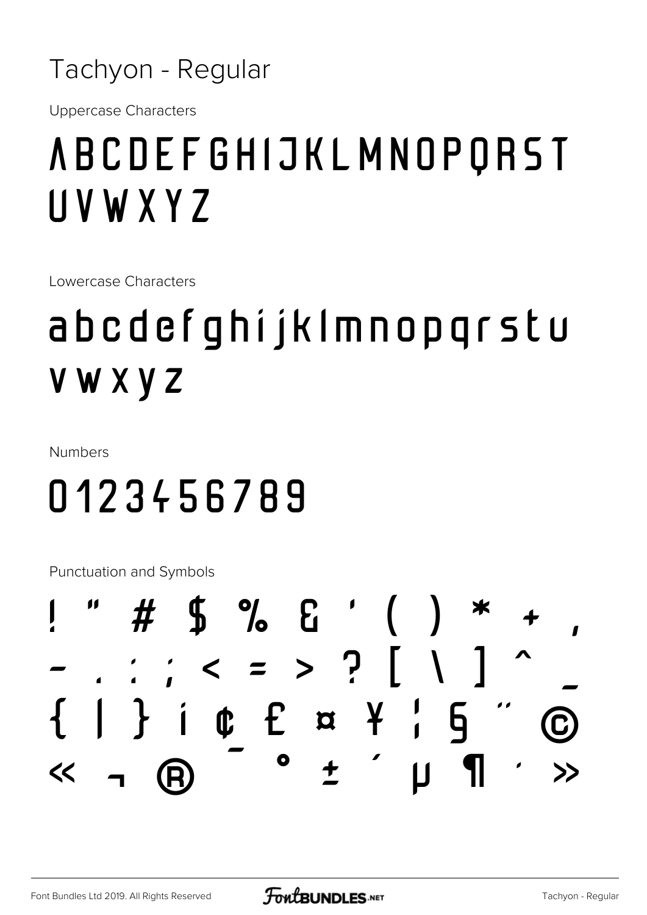Tachyon - Regular

Uppercase Characters

# ABCDEFGHIJKLMNOPQRST UVWXYZ

Lowercase Characters

# abcdefghijklmnopqrstu vwxyz

Numbers

# 0123456789

Punctuation and Symbols

# ! " # $ % & ' ( ) * + , - . : ; < = > ? [ \ ] ^ _ { | } ¡ ¢ £ ¤ ¥ ¦ § ¨ © « ¬ ® ¯ ° ± ´ µ ¶ · »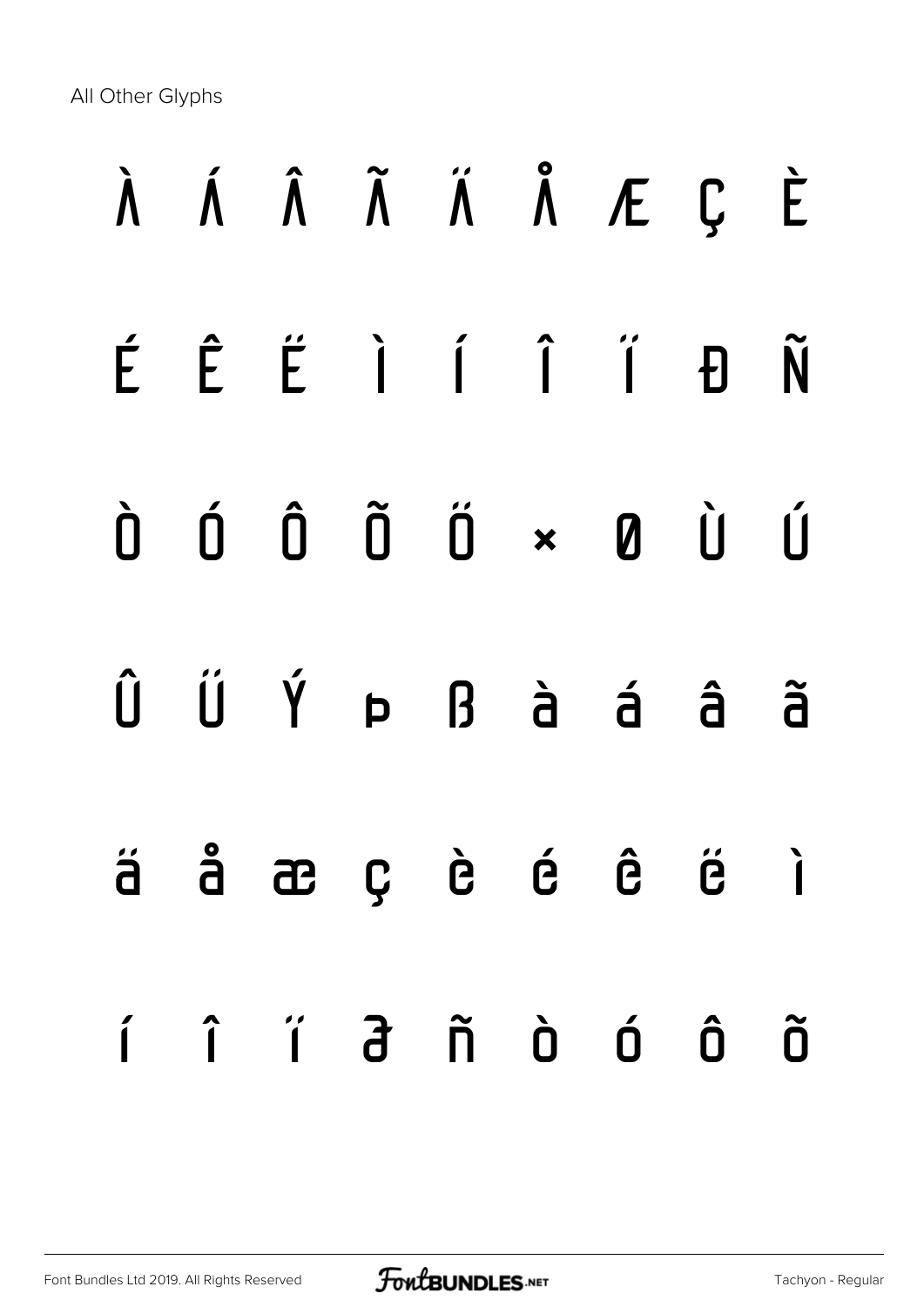All Other Glyphs

À Á Â Ã Ä Å Æ Ç È

É Ê Ë Ì Í Î Ï Ð Ñ

Ò Ó Ô Õ Ö × Ø Ù Ú

Û Ü Ý þ ß à á â ã

ä å æ ç è é ê ë ì

í î ï ð ñ ò ó ô õ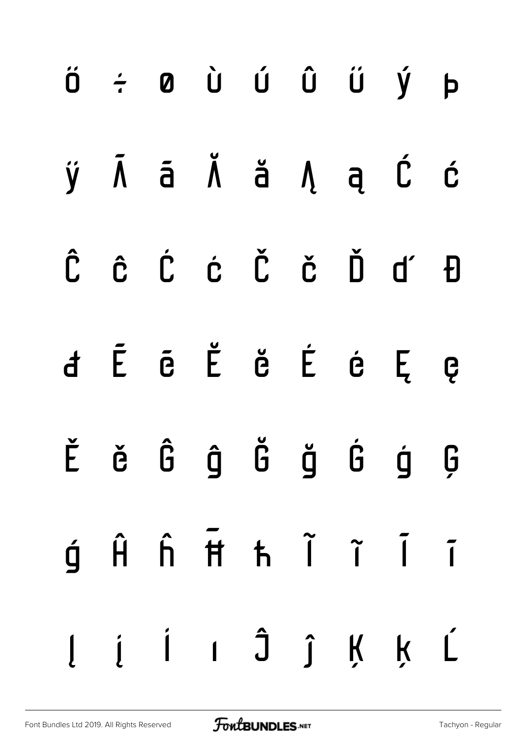ő ÷ ø ù ú û ű ý þ

ÿ Ā ā Ă ă Ą ą Ć ć

Ĉ ĉ Ċ ċ Č č Ď ď Đ

đ Ē ē Ĕ ĕ Ė ė Ę ę

Ě ě Ĝ ĝ Ğ ğ Ġ ġ Ģ

ģ Ĥ ĥ Ħ ħ Ĩ ĩ Ī ī

Į į İ ı Ĵ ĵ Ķ ķ Ĺ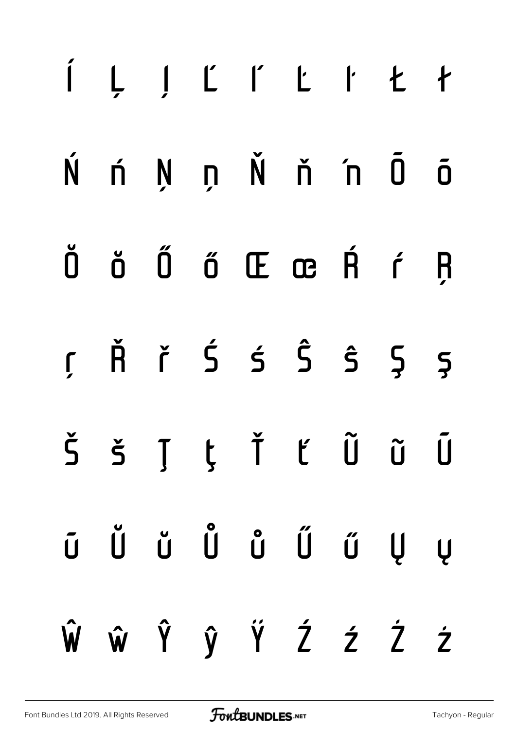Í Ļ Į Ľ ľ Ŀ ŀ Ł ł

Ń ń Ņ ņ Ň ň ŉ Ō ō

Ŏ ŏ Ő ő Œ œ Ŕ ŕ Ŗ

ŗ Ř ř Ś ś Ŝ ŝ Ş ş

Š š Ţ ţ Ť ť Ũ ũ Ū

ū Ŭ ŭ Ů ů Ű ű Ų ų

Ŵ ŵ Ŷ ŷ Ÿ Ź ź Ż ż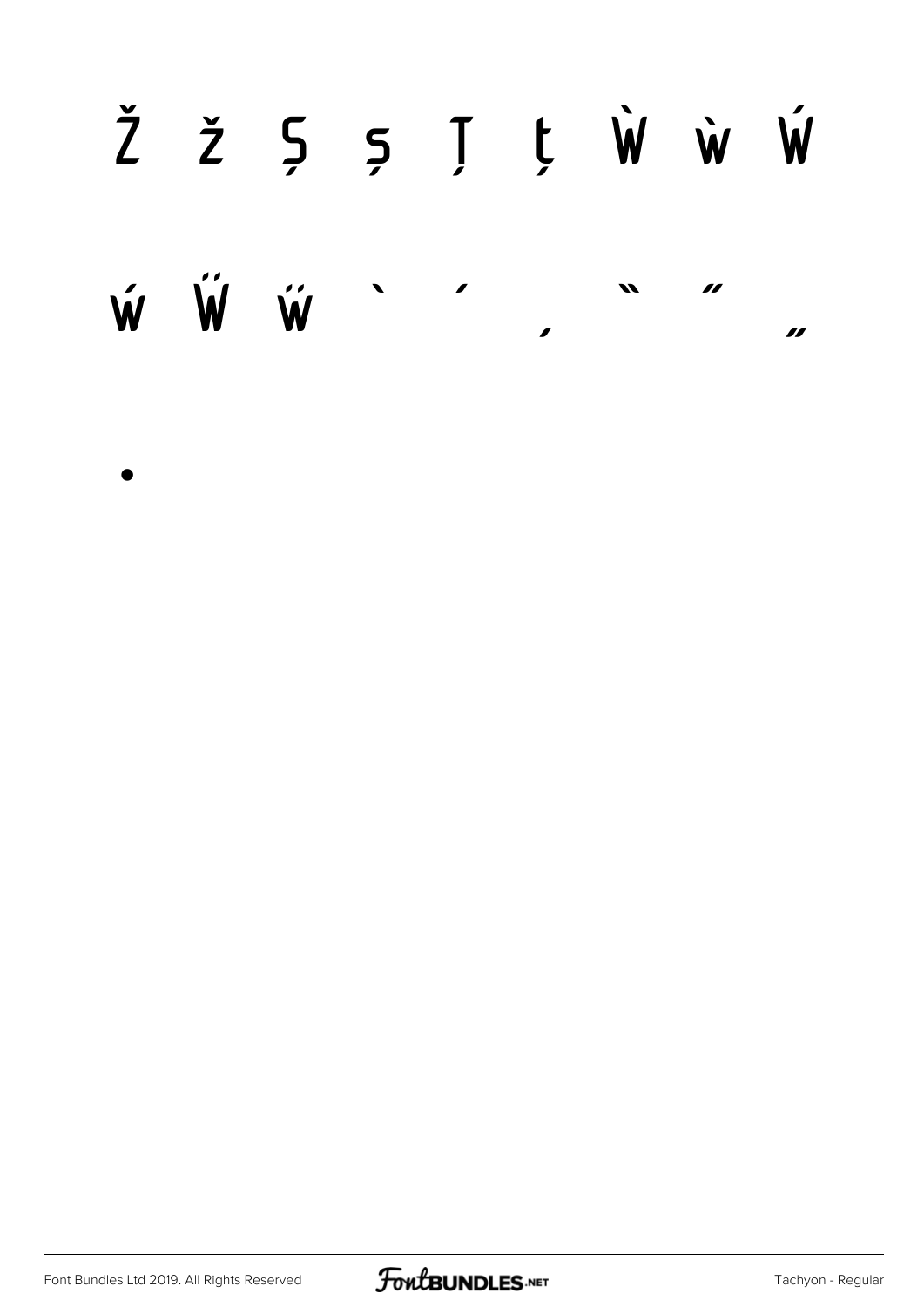Ž ž Ş ş Ţ ţ Ẁ ẁ Ẃ

ẃ Ẅ ẅ ` ´ ‚ ‟ ″ „

•